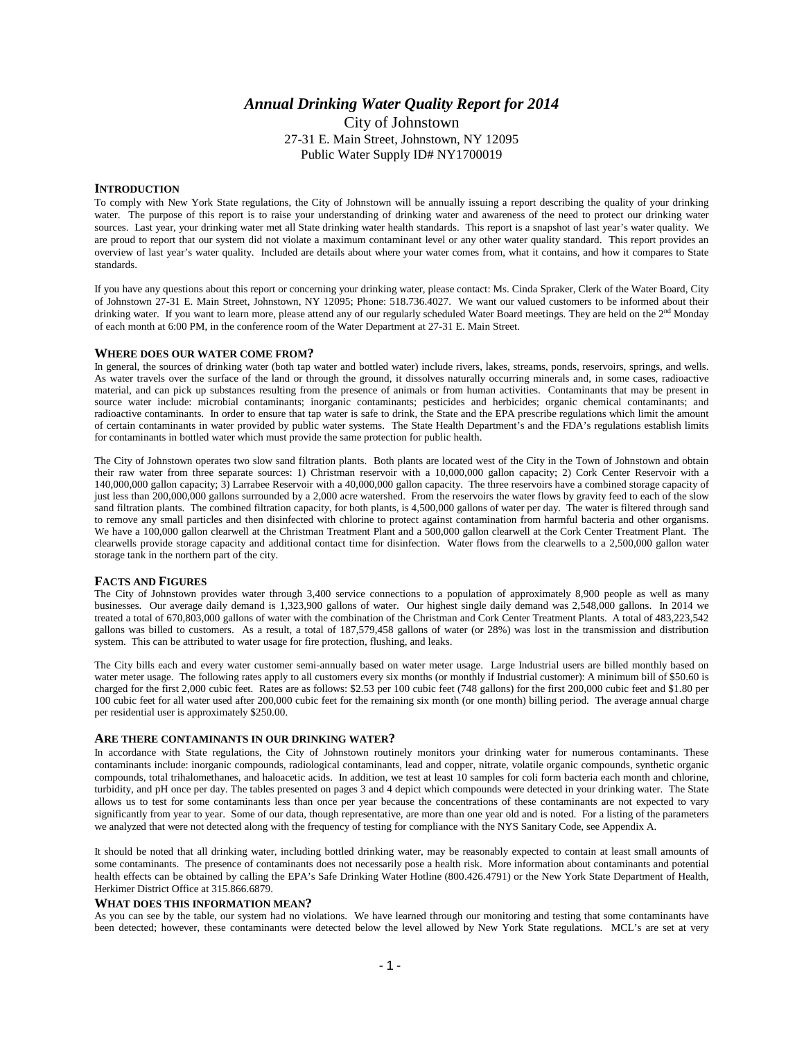# *Annual Drinking Water Quality Report for 2014*

City of Johnstown
27-31 E. Main Street, Johnstown, NY 12095
Public Water Supply ID# NY1700019

## INTRODUCTION

To comply with New York State regulations, the City of Johnstown will be annually issuing a report describing the quality of your drinking water. The purpose of this report is to raise your understanding of drinking water and awareness of the need to protect our drinking water sources. Last year, your drinking water met all State drinking water health standards. This report is a snapshot of last year's water quality. We are proud to report that our system did not violate a maximum contaminant level or any other water quality standard. This report provides an overview of last year's water quality. Included are details about where your water comes from, what it contains, and how it compares to State standards.

If you have any questions about this report or concerning your drinking water, please contact: Ms. Cinda Spraker, Clerk of the Water Board, City of Johnstown 27-31 E. Main Street, Johnstown, NY 12095; Phone: 518.736.4027. We want our valued customers to be informed about their drinking water. If you want to learn more, please attend any of our regularly scheduled Water Board meetings. They are held on the 2nd Monday of each month at 6:00 PM, in the conference room of the Water Department at 27-31 E. Main Street.

## WHERE DOES OUR WATER COME FROM?

In general, the sources of drinking water (both tap water and bottled water) include rivers, lakes, streams, ponds, reservoirs, springs, and wells. As water travels over the surface of the land or through the ground, it dissolves naturally occurring minerals and, in some cases, radioactive material, and can pick up substances resulting from the presence of animals or from human activities. Contaminants that may be present in source water include: microbial contaminants; inorganic contaminants; pesticides and herbicides; organic chemical contaminants; and radioactive contaminants. In order to ensure that tap water is safe to drink, the State and the EPA prescribe regulations which limit the amount of certain contaminants in water provided by public water systems. The State Health Department's and the FDA's regulations establish limits for contaminants in bottled water which must provide the same protection for public health.

The City of Johnstown operates two slow sand filtration plants. Both plants are located west of the City in the Town of Johnstown and obtain their raw water from three separate sources: 1) Christman reservoir with a 10,000,000 gallon capacity; 2) Cork Center Reservoir with a 140,000,000 gallon capacity; 3) Larrabee Reservoir with a 40,000,000 gallon capacity. The three reservoirs have a combined storage capacity of just less than 200,000,000 gallons surrounded by a 2,000 acre watershed. From the reservoirs the water flows by gravity feed to each of the slow sand filtration plants. The combined filtration capacity, for both plants, is 4,500,000 gallons of water per day. The water is filtered through sand to remove any small particles and then disinfected with chlorine to protect against contamination from harmful bacteria and other organisms. We have a 100,000 gallon clearwell at the Christman Treatment Plant and a 500,000 gallon clearwell at the Cork Center Treatment Plant. The clearwells provide storage capacity and additional contact time for disinfection. Water flows from the clearwells to a 2,500,000 gallon water storage tank in the northern part of the city.

## FACTS AND FIGURES

The City of Johnstown provides water through 3,400 service connections to a population of approximately 8,900 people as well as many businesses. Our average daily demand is 1,323,900 gallons of water. Our highest single daily demand was 2,548,000 gallons. In 2014 we treated a total of 670,803,000 gallons of water with the combination of the Christman and Cork Center Treatment Plants. A total of 483,223,542 gallons was billed to customers. As a result, a total of 187,579,458 gallons of water (or 28%) was lost in the transmission and distribution system. This can be attributed to water usage for fire protection, flushing, and leaks.

The City bills each and every water customer semi-annually based on water meter usage. Large Industrial users are billed monthly based on water meter usage. The following rates apply to all customers every six months (or monthly if Industrial customer): A minimum bill of $50.60 is charged for the first 2,000 cubic feet. Rates are as follows: $2.53 per 100 cubic feet (748 gallons) for the first 200,000 cubic feet and $1.80 per 100 cubic feet for all water used after 200,000 cubic feet for the remaining six month (or one month) billing period. The average annual charge per residential user is approximately $250.00.

## ARE THERE CONTAMINANTS IN OUR DRINKING WATER?

In accordance with State regulations, the City of Johnstown routinely monitors your drinking water for numerous contaminants. These contaminants include: inorganic compounds, radiological contaminants, lead and copper, nitrate, volatile organic compounds, synthetic organic compounds, total trihalomethanes, and haloacetic acids. In addition, we test at least 10 samples for coli form bacteria each month and chlorine, turbidity, and pH once per day. The tables presented on pages 3 and 4 depict which compounds were detected in your drinking water. The State allows us to test for some contaminants less than once per year because the concentrations of these contaminants are not expected to vary significantly from year to year. Some of our data, though representative, are more than one year old and is noted. For a listing of the parameters we analyzed that were not detected along with the frequency of testing for compliance with the NYS Sanitary Code, see Appendix A.

It should be noted that all drinking water, including bottled drinking water, may be reasonably expected to contain at least small amounts of some contaminants. The presence of contaminants does not necessarily pose a health risk. More information about contaminants and potential health effects can be obtained by calling the EPA's Safe Drinking Water Hotline (800.426.4791) or the New York State Department of Health, Herkimer District Office at 315.866.6879.

## WHAT DOES THIS INFORMATION MEAN?

As you can see by the table, our system had no violations. We have learned through our monitoring and testing that some contaminants have been detected; however, these contaminants were detected below the level allowed by New York State regulations. MCL's are set at very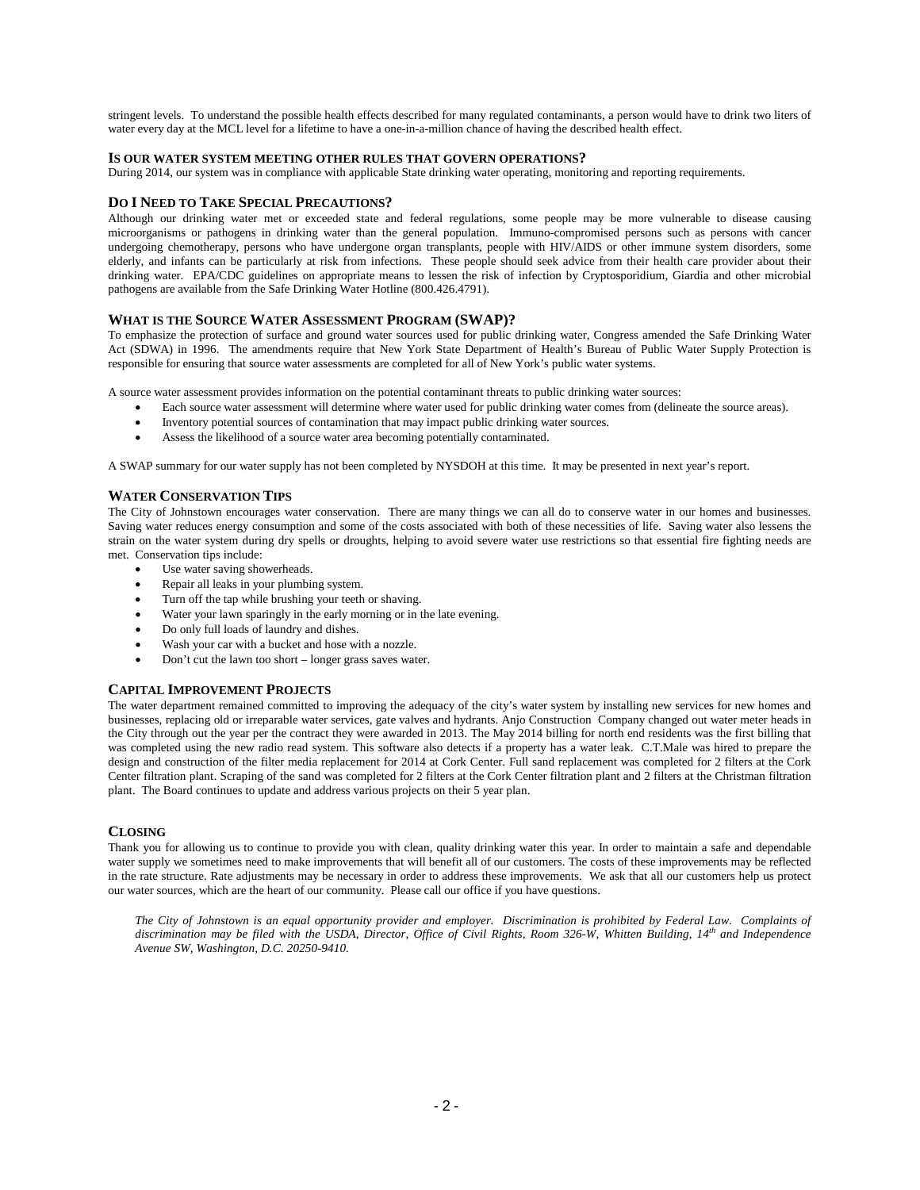stringent levels. To understand the possible health effects described for many regulated contaminants, a person would have to drink two liters of water every day at the MCL level for a lifetime to have a one-in-a-million chance of having the described health effect.

### IS OUR WATER SYSTEM MEETING OTHER RULES THAT GOVERN OPERATIONS?

During 2014, our system was in compliance with applicable State drinking water operating, monitoring and reporting requirements.

### DO I NEED TO TAKE SPECIAL PRECAUTIONS?

Although our drinking water met or exceeded state and federal regulations, some people may be more vulnerable to disease causing microorganisms or pathogens in drinking water than the general population. Immuno-compromised persons such as persons with cancer undergoing chemotherapy, persons who have undergone organ transplants, people with HIV/AIDS or other immune system disorders, some elderly, and infants can be particularly at risk from infections. These people should seek advice from their health care provider about their drinking water. EPA/CDC guidelines on appropriate means to lessen the risk of infection by Cryptosporidium, Giardia and other microbial pathogens are available from the Safe Drinking Water Hotline (800.426.4791).

### WHAT IS THE SOURCE WATER ASSESSMENT PROGRAM (SWAP)?

To emphasize the protection of surface and ground water sources used for public drinking water, Congress amended the Safe Drinking Water Act (SDWA) in 1996. The amendments require that New York State Department of Health's Bureau of Public Water Supply Protection is responsible for ensuring that source water assessments are completed for all of New York's public water systems.

A source water assessment provides information on the potential contaminant threats to public drinking water sources:

- Each source water assessment will determine where water used for public drinking water comes from (delineate the source areas).
- Inventory potential sources of contamination that may impact public drinking water sources.
- Assess the likelihood of a source water area becoming potentially contaminated.

A SWAP summary for our water supply has not been completed by NYSDOH at this time. It may be presented in next year's report.

### WATER CONSERVATION TIPS

The City of Johnstown encourages water conservation. There are many things we can all do to conserve water in our homes and businesses. Saving water reduces energy consumption and some of the costs associated with both of these necessities of life. Saving water also lessens the strain on the water system during dry spells or droughts, helping to avoid severe water use restrictions so that essential fire fighting needs are met. Conservation tips include:

- Use water saving showerheads.
- Repair all leaks in your plumbing system.
- Turn off the tap while brushing your teeth or shaving.
- Water your lawn sparingly in the early morning or in the late evening.
- Do only full loads of laundry and dishes.
- Wash your car with a bucket and hose with a nozzle.
- Don't cut the lawn too short – longer grass saves water.

### CAPITAL IMPROVEMENT PROJECTS

The water department remained committed to improving the adequacy of the city's water system by installing new services for new homes and businesses, replacing old or irreparable water services, gate valves and hydrants. Anjo Construction Company changed out water meter heads in the City through out the year per the contract they were awarded in 2013. The May 2014 billing for north end residents was the first billing that was completed using the new radio read system. This software also detects if a property has a water leak. C.T.Male was hired to prepare the design and construction of the filter media replacement for 2014 at Cork Center. Full sand replacement was completed for 2 filters at the Cork Center filtration plant. Scraping of the sand was completed for 2 filters at the Cork Center filtration plant and 2 filters at the Christman filtration plant. The Board continues to update and address various projects on their 5 year plan.

### CLOSING

Thank you for allowing us to continue to provide you with clean, quality drinking water this year. In order to maintain a safe and dependable water supply we sometimes need to make improvements that will benefit all of our customers. The costs of these improvements may be reflected in the rate structure. Rate adjustments may be necessary in order to address these improvements. We ask that all our customers help us protect our water sources, which are the heart of our community. Please call our office if you have questions.

*The City of Johnstown is an equal opportunity provider and employer. Discrimination is prohibited by Federal Law. Complaints of discrimination may be filed with the USDA, Director, Office of Civil Rights, Room 326-W, Whitten Building, 14th and Independence Avenue SW, Washington, D.C. 20250-9410.*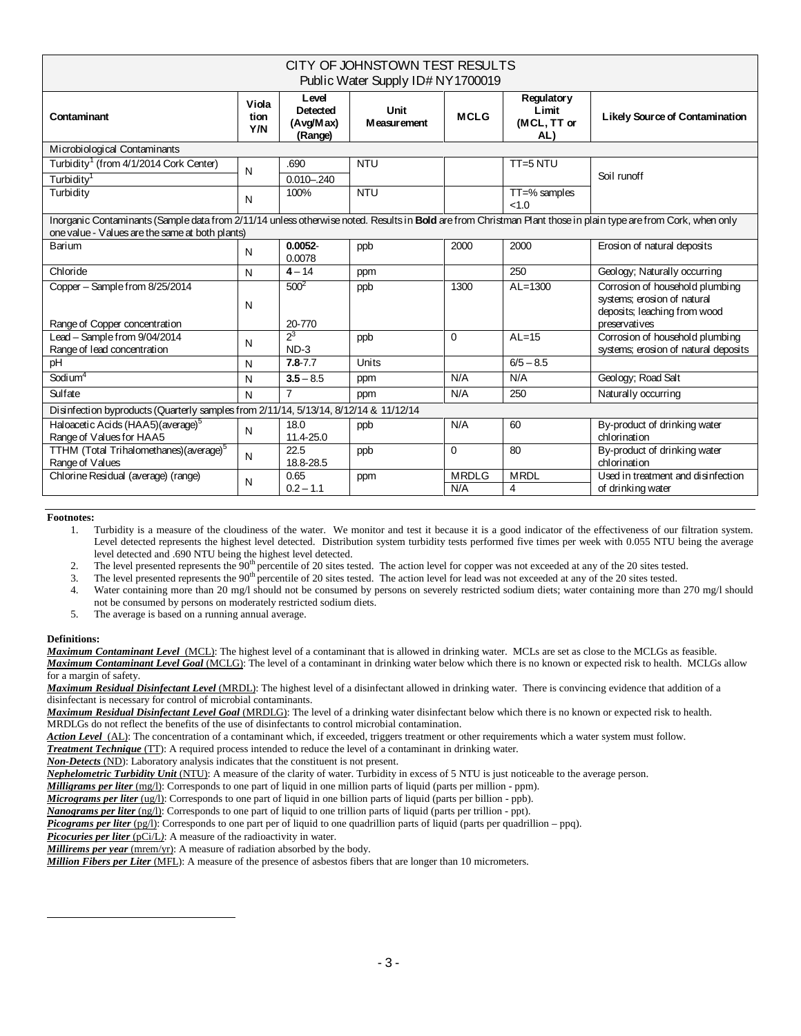| CITY OF JOHNSTOWN TEST RESULTS<br>Public Water Supply ID# NY1700019 | | | | | | |
|---|---|---|---|---|---|---|
| **Contaminant** | **Violation Y/N** | **Level Detected (Avg/Max) (Range)** | **Unit Measurement** | **MCLG** | **Regulatory Limit (MCL, TT or AL)** | **Likely Source of Contamination** |
| Microbiological Contaminants | | | | | | |
| Turbidity[1] (from 4/1/2014 Cork Center) | N | .690 | NTU | | TT=5 NTU | Soil runoff |
| Turbidity[1] | | 0.010–.240 | | | | |
| Turbidity | N | 100% | NTU | | TT=% samples <1.0 | |
| Inorganic Contaminants (Sample data from 2/11/14 unless otherwise noted. Results in **Bold** are from Christman Plant those in plain type are from Cork, when only one value - Values are the same at both plants) | | | | | | |
| Barium | N | **0.0052**-0.0078 | ppb | 2000 | 2000 | Erosion of natural deposits |
| Chloride | N | **4** – 14 | ppm | | 250 | Geology; Naturally occurring |
| Copper – Sample from 8/25/2014<br>Range of Copper concentration | N | 500[2]<br>20-770 | ppb | 1300 | AL=1300 | Corrosion of household plumbing systems; erosion of natural deposits; leaching from wood preservatives |
| Lead – Sample from 9/04/2014<br>Range of lead concentration | N | 2[3]<br>ND-3 | ppb | 0 | AL=15 | Corrosion of household plumbing systems; erosion of natural deposits |
| pH | N | **7.8**-7.7 | Units | | 6/5 – 8.5 | |
| Sodium[4] | N | **3.5** – 8.5 | ppm | N/A | N/A | Geology; Road Salt |
| Sulfate | N | 7 | ppm | N/A | 250 | Naturally occurring |
| Disinfection byproducts (Quarterly samples from 2/11/14, 5/13/14, 8/12/14 & 11/12/14 | | | | | | |
| Haloacetic Acids (HAA5)(average)[5]<br>Range of Values for HAA5 | N | 18.0<br>11.4-25.0 | ppb | N/A | 60 | By-product of drinking water chlorination |
| TTHM (Total Trihalomethanes)(average)[5]<br>Range of Values | N | 22.5<br>18.8-28.5 | ppb | 0 | 80 | By-product of drinking water chlorination |
| Chlorine Residual (average) (range) | N | 0.65<br>0.2 – 1.1 | ppm | MRDLG<br>N/A | MRDL<br>4 | Used in treatment and disinfection of drinking water |

**Footnotes:**

1. Turbidity is a measure of the cloudiness of the water. We monitor and test it because it is a good indicator of the effectiveness of our filtration system. Level detected represents the highest level detected. Distribution system turbidity tests performed five times per week with 0.055 NTU being the average level detected and .690 NTU being the highest level detected.
2. The level presented represents the 90th percentile of 20 sites tested. The action level for copper was not exceeded at any of the 20 sites tested.
3. The level presented represents the 90th percentile of 20 sites tested. The action level for lead was not exceeded at any of the 20 sites tested.
4. Water containing more than 20 mg/l should not be consumed by persons on severely restricted sodium diets; water containing more than 270 mg/l should not be consumed by persons on moderately restricted sodium diets.
5. The average is based on a running annual average.

**Definitions:**

***Maximum Contaminant Level*** (MCL): The highest level of a contaminant that is allowed in drinking water. MCLs are set as close to the MCLGs as feasible.
***Maximum Contaminant Level Goal*** (MCLG): The level of a contaminant in drinking water below which there is no known or expected risk to health. MCLGs allow for a margin of safety.
***Maximum Residual Disinfectant Level*** (MRDL): The highest level of a disinfectant allowed in drinking water. There is convincing evidence that addition of a disinfectant is necessary for control of microbial contaminants.
***Maximum Residual Disinfectant Level Goal*** (MRDLG): The level of a drinking water disinfectant below which there is no known or expected risk to health. MRDLGs do not reflect the benefits of the use of disinfectants to control microbial contamination.
***Action Level*** (AL): The concentration of a contaminant which, if exceeded, triggers treatment or other requirements which a water system must follow.
***Treatment Technique*** (TT): A required process intended to reduce the level of a contaminant in drinking water.
***Non-Detects*** (ND): Laboratory analysis indicates that the constituent is not present.
***Nephelometric Turbidity Unit*** (NTU): A measure of the clarity of water. Turbidity in excess of 5 NTU is just noticeable to the average person.
***Milligrams per liter*** (mg/l): Corresponds to one part of liquid in one million parts of liquid (parts per million - ppm).
***Micrograms per liter*** (ug/l): Corresponds to one part of liquid in one billion parts of liquid (parts per billion - ppb).
***Nanograms per liter*** (ng/l): Corresponds to one part of liquid to one trillion parts of liquid (parts per trillion - ppt).
***Picograms per liter*** (pg/l): Corresponds to one part per of liquid to one quadrillion parts of liquid (parts per quadrillion – ppq).
***Picocuries per liter*** (pCi/L): A measure of the radioactivity in water.
***Millirems per year*** (mrem/yr): A measure of radiation absorbed by the body.
***Million Fibers per Liter*** (MFL): A measure of the presence of asbestos fibers that are longer than 10 micrometers.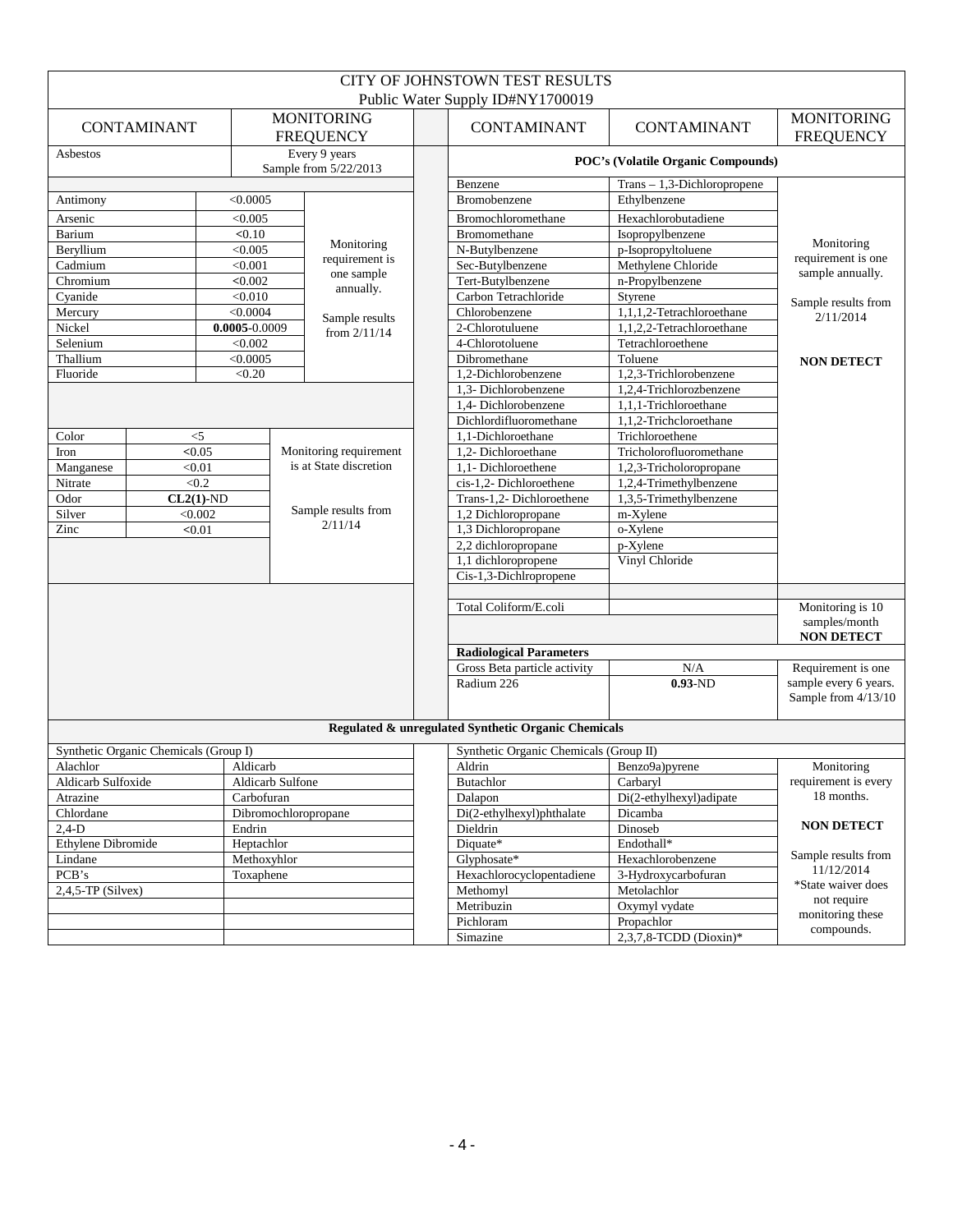# CITY OF JOHNSTOWN TEST RESULTS

Public Water Supply ID#NY1700019

| CONTAMINANT | | MONITORING FREQUENCY |
|---|---|---|
| Asbestos | | Every 9 years Sample from 5/22/2013 |
| Antimony | <0.0005 | Monitoring requirement is one sample annually. Sample results from 2/11/14 |
| Arsenic | <0.005 | |
| Barium | <0.10 | |
| Beryllium | <0.005 | |
| Cadmium | <0.001 | |
| Chromium | <0.002 | |
| Cyanide | <0.010 | |
| Mercury | <0.0004 | |
| Nickel | **0.0005**-0.0009 | |
| Selenium | <0.002 | |
| Thallium | <0.0005 | |
| Fluoride | <0.20 | |

| CONTAMINANT | | MONITORING FREQUENCY |
|---|---|---|
| Color | <5 | Monitoring requirement is at State discretion. Sample results from 2/11/14 |
| Iron | <0.05 | |
| Manganese | <0.01 | |
| Nitrate | <0.2 | |
| Odor | **CL2(1)**-ND | |
| Silver | <0.002 | |
| Zinc | <0.01 | |

**POC's (Volatile Organic Compounds)**

| CONTAMINANT | CONTAMINANT | MONITORING FREQUENCY |
|---|---|---|
| Benzene | Trans – 1,3-Dichloropropene | Monitoring requirement is one sample annually. Sample results from 2/11/2014 **NON DETECT** |
| Bromobenzene | Ethylbenzene | |
| Bromochloromethane | Hexachlorobutadiene | |
| Bromomethane | Isopropylbenzene | |
| N-Butylbenzene | p-Isopropyltoluene | |
| Sec-Butylbenzene | Methylene Chloride | |
| Tert-Butylbenzene | n-Propylbenzene | |
| Carbon Tetrachloride | Styrene | |
| Chlorobenzene | 1,1,1,2-Tetrachloroethane | |
| 2-Chlorotuluene | 1,1,2,2-Tetrachloroethane | |
| 4-Chlorotoluene | Tetrachloroethene | |
| Dibromethane | Toluene | |
| 1,2-Dichlorobenzene | 1,2,3-Trichlorobenzene | |
| 1,3- Dichlorobenzene | 1,2,4-Trichlorozbenzene | |
| 1,4- Dichlorobenzene | 1,1,1-Trichloroethane | |
| Dichlordifluoromethane | 1,1,2-Trichcloroethane | |
| 1,1-Dichloroethane | Trichloroethene | |
| 1,2- Dichloroethane | Tricholorofluoromethane | |
| 1,1- Dichloroethene | 1,2,3-Tricholoropropane | |
| cis-1,2- Dichloroethene | 1,2,4-Trimethylbenzene | |
| Trans-1,2- Dichloroethene | 1,3,5-Trimethylbenzene | |
| 1,2 Dichloropropane | m-Xylene | |
| 1,3 Dichloropropane | o-Xylene | |
| 2,2 dichloropropane | p-Xylene | |
| 1,1 dichloropropene | Vinyl Chloride | |
| Cis-1,3-Dichlropropene | | |
| Total Coliform/E.coli | | Monitoring is 10 samples/month **NON DETECT** |
| **Radiological Parameters** | | |
| Gross Beta particle activity | N/A | Requirement is one sample every 6 years. Sample from 4/13/10 |
| Radium 226 | **0.93**-ND | |

**Regulated & unregulated Synthetic Organic Chemicals**

| Synthetic Organic Chemicals (Group I) | |
|---|---|
| Alachlor | Aldicarb |
| Aldicarb Sulfoxide | Aldicarb Sulfone |
| Atrazine | Carbofuran |
| Chlordane | Dibromochloropropane |
| 2,4-D | Endrin |
| Ethylene Dibromide | Heptachlor |
| Lindane | Methoxyhlor |
| PCB's | Toxaphene |
| 2,4,5-TP (Silvex) | |

| Synthetic Organic Chemicals (Group II) | | |
|---|---|---|
| Aldrin | Benzo9a)pyrene | Monitoring requirement is every 18 months. **NON DETECT** Sample results from 11/12/2014 *State waiver does not require monitoring these compounds. |
| Butachlor | Carbaryl | |
| Dalapon | Di(2-ethylhexyl)adipate | |
| Di(2-ethylhexyl)phthalate | Dicamba | |
| Dieldrin | Dinoseb | |
| Diquate* | Endothall* | |
| Glyphosate* | Hexachlorobenzene | |
| Hexachlorocyclopentadiene | 3-Hydroxycarbofuran | |
| Methomyl | Metolachlor | |
| Metribuzin | Oxymyl vydate | |
| Pichloram | Propachlor | |
| Simazine | 2,3,7,8-TCDD (Dioxin)* | |